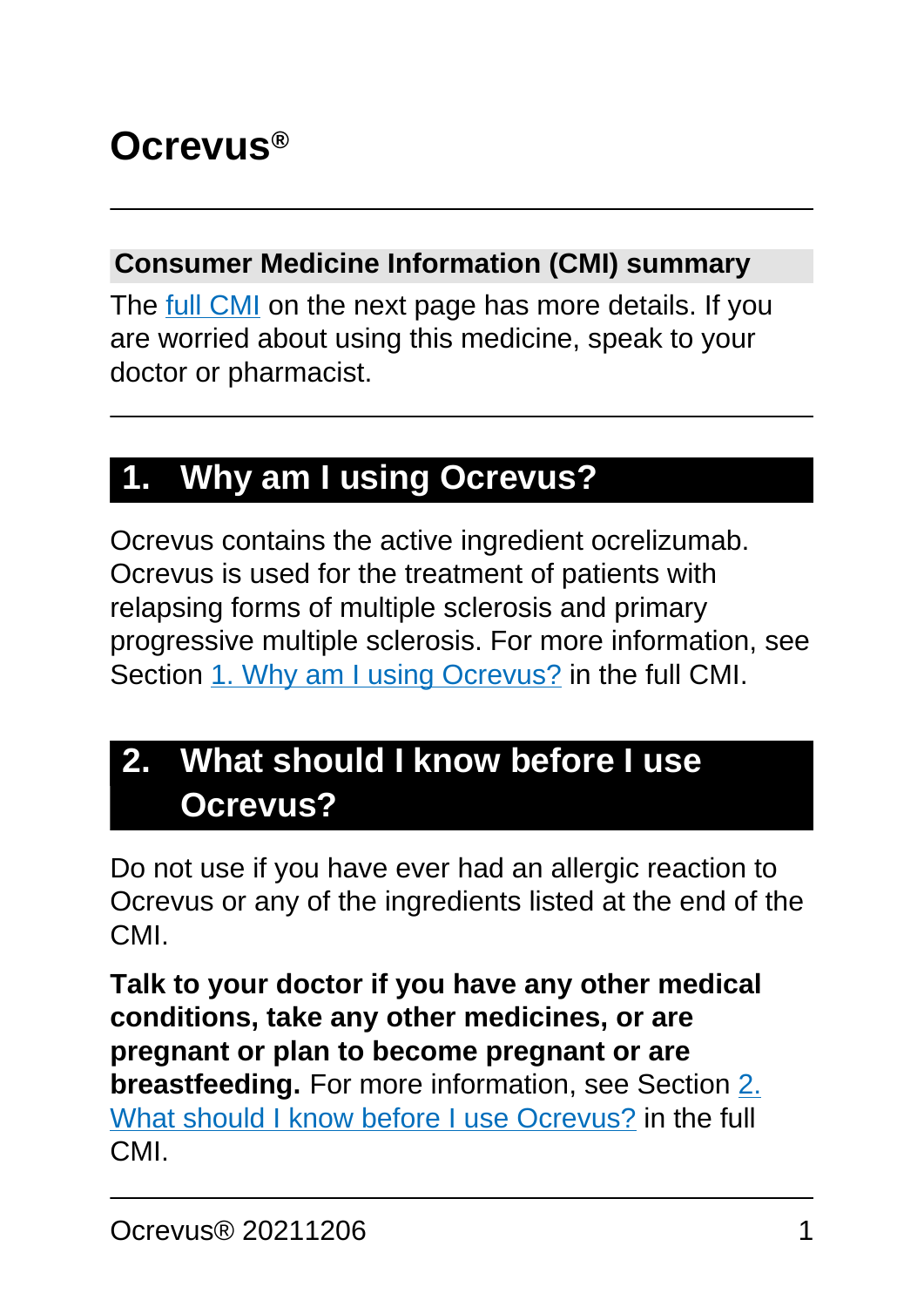# Ocrevus®

## Consumer Medicine Information (CMI) summary

The full CMI on the next page has more details. If you are worried about using this medicine, speak to your doctor or pharmacist.

## 1. Why am I using Ocrevus?

Ocrevus contains the active ingredient ocrelizumab. Ocrevus is used for the treatment of patients with relapsing forms of multiple sclerosis and primary progressive multiple sclerosis. For more information, see Section 1. Why am I using Ocrevus? in the full CMI.

## 2. What should I know before I use Ocrevus?

Do not use if you have ever had an allergic reaction to Ocrevus or any of the ingredients listed at the end of the CMI.

**Talk to your doctor if you have any other medical conditions, take any other medicines, or are pregnant or plan to become pregnant or are breastfeeding.** For more information, see Section 2. What should I know before I use Ocrevus? in the full CMI.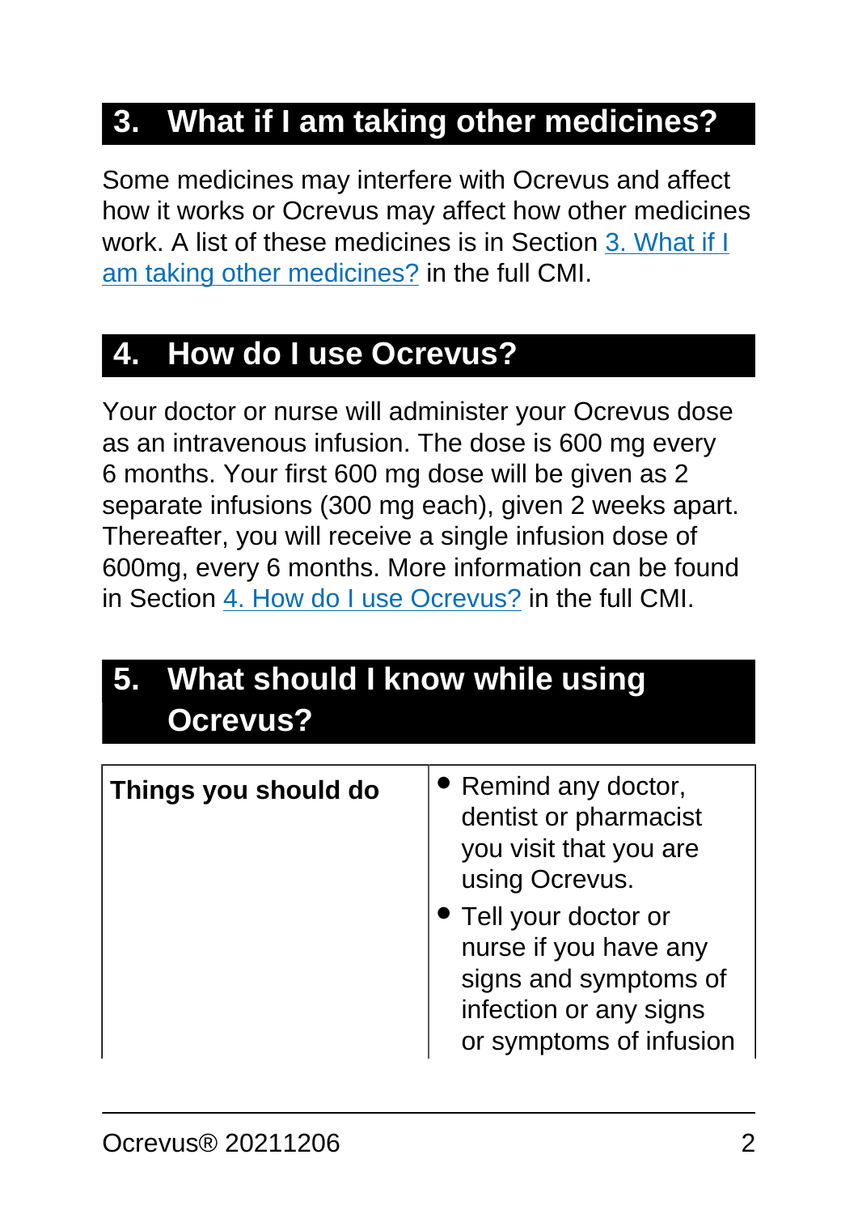## 3. What if I am taking other medicines?

Some medicines may interfere with Ocrevus and affect how it works or Ocrevus may affect how other medicines work. A list of these medicines is in Section 3. What if I am taking other medicines? in the full CMI.

## 4. How do I use Ocrevus?

Your doctor or nurse will administer your Ocrevus dose as an intravenous infusion. The dose is 600 mg every 6 months. Your first 600 mg dose will be given as 2 separate infusions (300 mg each), given 2 weeks apart. Thereafter, you will receive a single infusion dose of 600mg, every 6 months. More information can be found in Section 4. How do I use Ocrevus? in the full CMI.

## 5. What should I know while using Ocrevus?

| | |
|---|---|
| **Things you should do** | • Remind any doctor, dentist or pharmacist you visit that you are using Ocrevus.<br>• Tell your doctor or nurse if you have any signs and symptoms of infection or any signs or symptoms of infusion |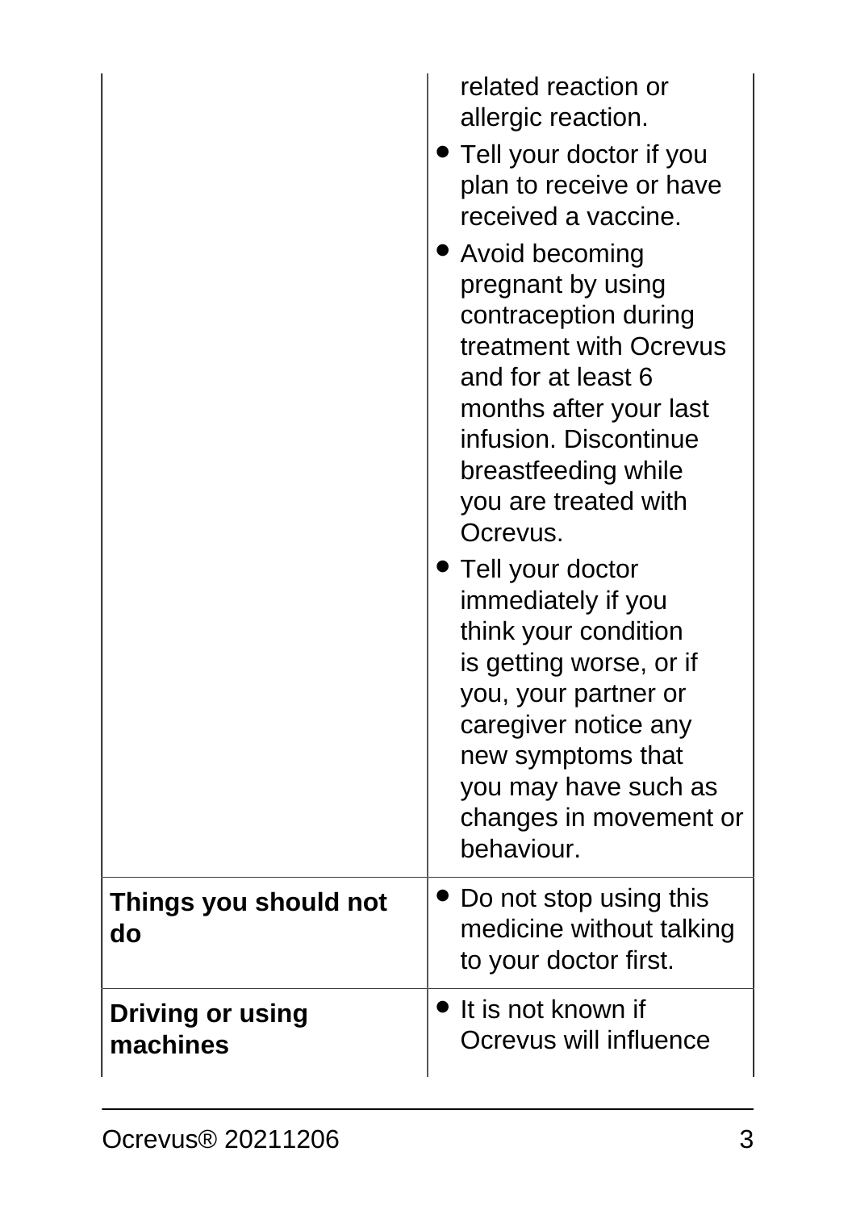| | |
|---|---|
| | related reaction or allergic reaction.<br>• Tell your doctor if you plan to receive or have received a vaccine.<br>• Avoid becoming pregnant by using contraception during treatment with Ocrevus and for at least 6 months after your last infusion. Discontinue breastfeeding while you are treated with Ocrevus.<br>• Tell your doctor immediately if you think your condition is getting worse, or if you, your partner or caregiver notice any new symptoms that you may have such as changes in movement or behaviour. |
| **Things you should not do** | • Do not stop using this medicine without talking to your doctor first. |
| **Driving or using machines** | • It is not known if Ocrevus will influence |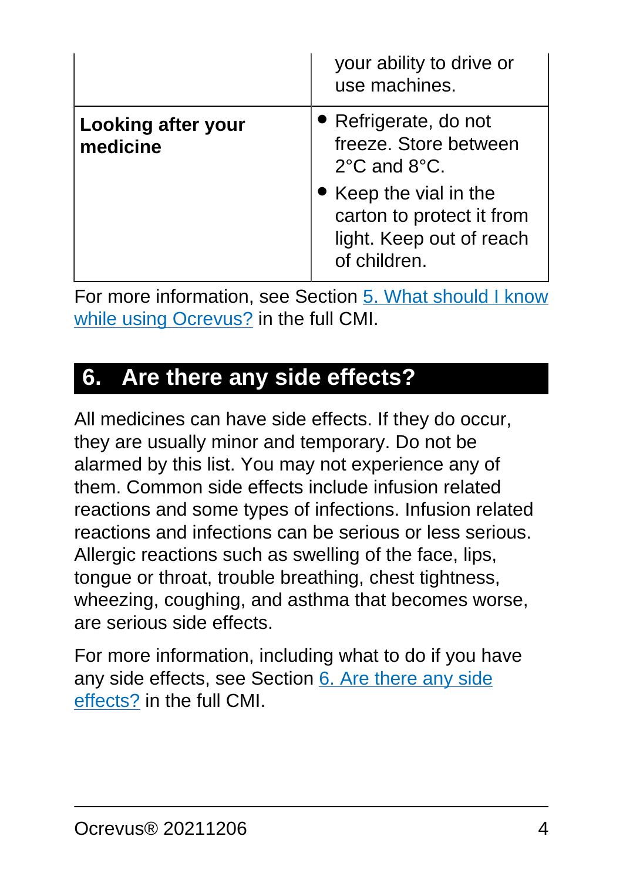| | |
|---|---|
| | your ability to drive or use machines. |
| **Looking after your medicine** | • Refrigerate, do not freeze. Store between 2°C and 8°C.<br>• Keep the vial in the carton to protect it from light. Keep out of reach of children. |

For more information, see Section 5. What should I know while using Ocrevus? in the full CMI.

## 6. Are there any side effects?

All medicines can have side effects. If they do occur, they are usually minor and temporary. Do not be alarmed by this list. You may not experience any of them. Common side effects include infusion related reactions and some types of infections. Infusion related reactions and infections can be serious or less serious. Allergic reactions such as swelling of the face, lips, tongue or throat, trouble breathing, chest tightness, wheezing, coughing, and asthma that becomes worse, are serious side effects.

For more information, including what to do if you have any side effects, see Section 6. Are there any side effects? in the full CMI.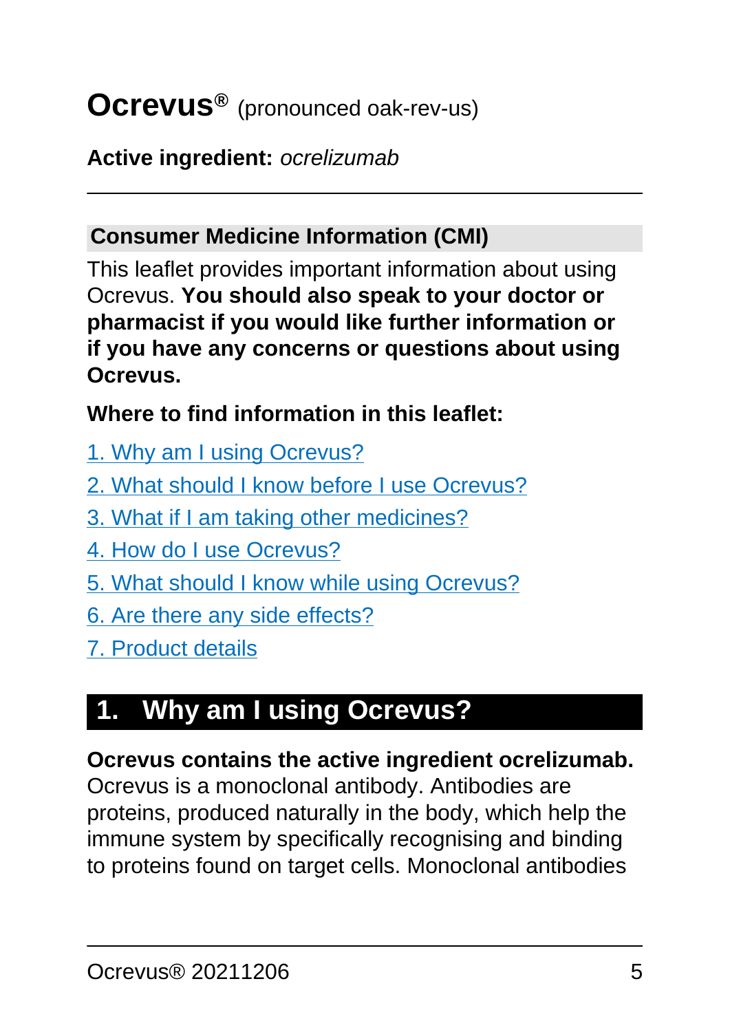# Ocrevus® (pronounced oak-rev-us)

**Active ingredient:** *ocrelizumab*

---

## Consumer Medicine Information (CMI)

This leaflet provides important information about using Ocrevus. **You should also speak to your doctor or pharmacist if you would like further information or if you have any concerns or questions about using Ocrevus.**

**Where to find information in this leaflet:**

1. Why am I using Ocrevus?
2. What should I know before I use Ocrevus?
3. What if I am taking other medicines?
4. How do I use Ocrevus?
5. What should I know while using Ocrevus?
6. Are there any side effects?
7. Product details

## 1. Why am I using Ocrevus?

**Ocrevus contains the active ingredient ocrelizumab.** Ocrevus is a monoclonal antibody. Antibodies are proteins, produced naturally in the body, which help the immune system by specifically recognising and binding to proteins found on target cells. Monoclonal antibodies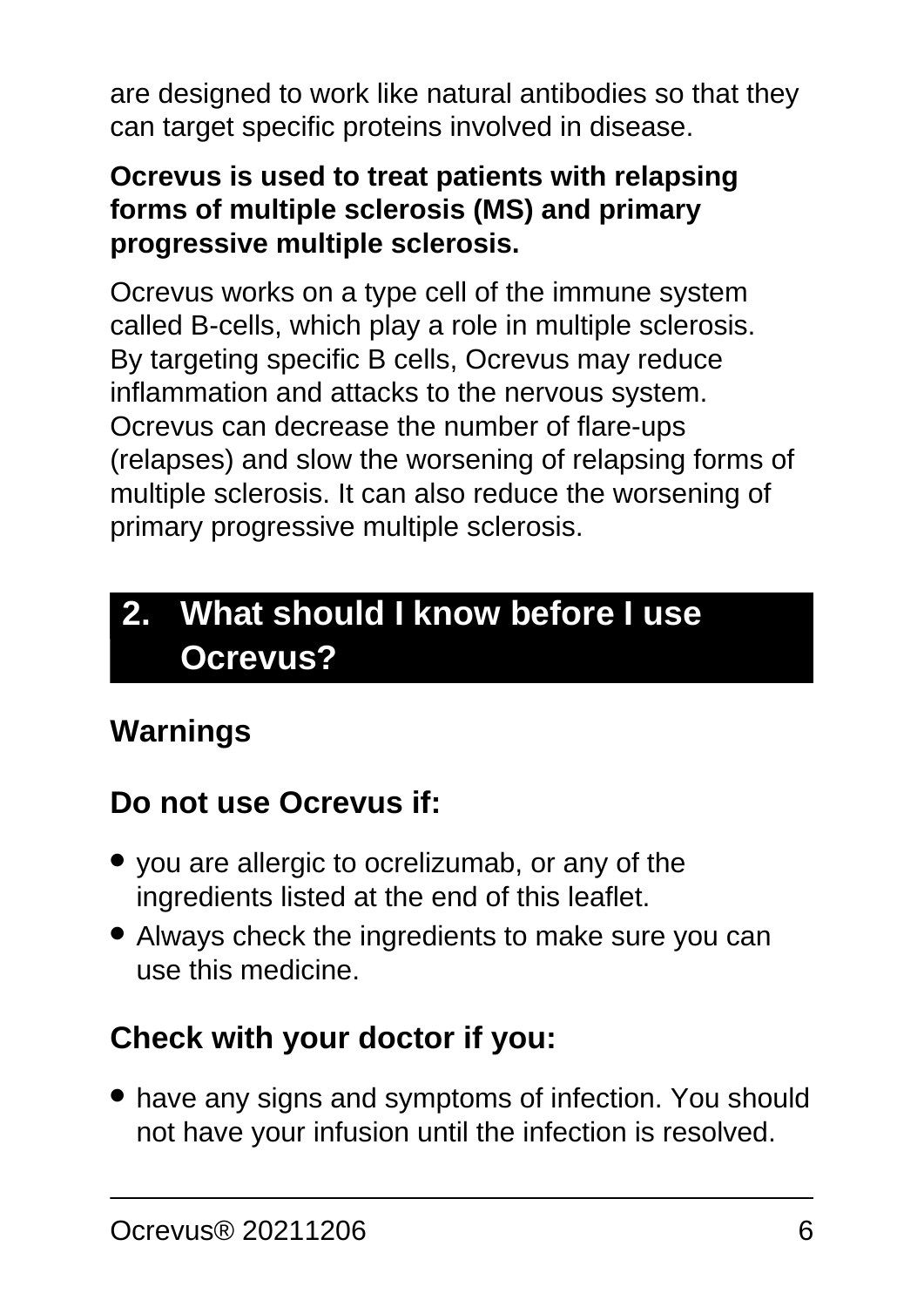are designed to work like natural antibodies so that they can target specific proteins involved in disease.

**Ocrevus is used to treat patients with relapsing forms of multiple sclerosis (MS) and primary progressive multiple sclerosis.**

Ocrevus works on a type cell of the immune system called B-cells, which play a role in multiple sclerosis. By targeting specific B cells, Ocrevus may reduce inflammation and attacks to the nervous system. Ocrevus can decrease the number of flare-ups (relapses) and slow the worsening of relapsing forms of multiple sclerosis. It can also reduce the worsening of primary progressive multiple sclerosis.

## 2. What should I know before I use Ocrevus?

### Warnings

### Do not use Ocrevus if:

- you are allergic to ocrelizumab, or any of the ingredients listed at the end of this leaflet.
- Always check the ingredients to make sure you can use this medicine.

### Check with your doctor if you:

- have any signs and symptoms of infection. You should not have your infusion until the infection is resolved.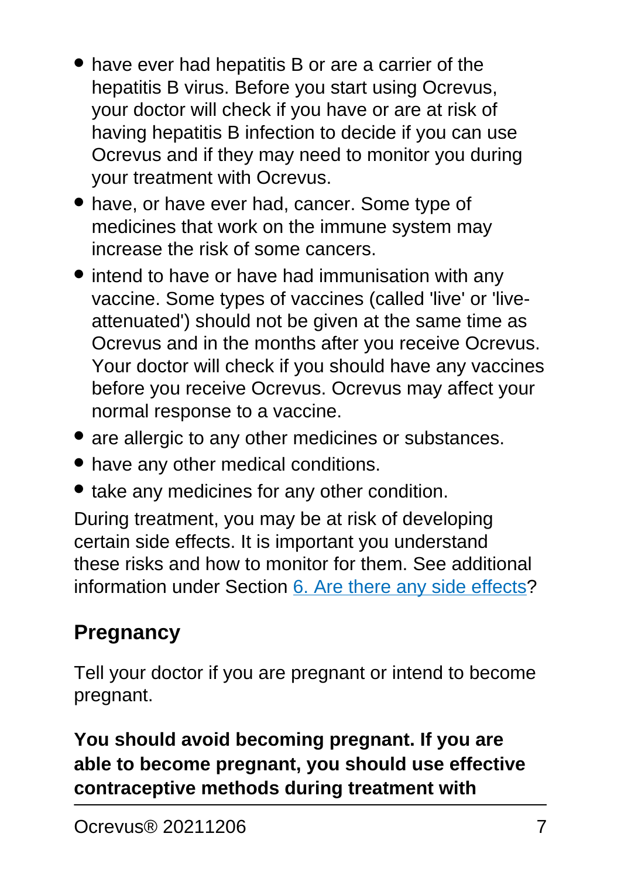- have ever had hepatitis B or are a carrier of the hepatitis B virus. Before you start using Ocrevus, your doctor will check if you have or are at risk of having hepatitis B infection to decide if you can use Ocrevus and if they may need to monitor you during your treatment with Ocrevus.
- have, or have ever had, cancer. Some type of medicines that work on the immune system may increase the risk of some cancers.
- intend to have or have had immunisation with any vaccine. Some types of vaccines (called 'live' or 'live-attenuated') should not be given at the same time as Ocrevus and in the months after you receive Ocrevus. Your doctor will check if you should have any vaccines before you receive Ocrevus. Ocrevus may affect your normal response to a vaccine.
- are allergic to any other medicines or substances.
- have any other medical conditions.
- take any medicines for any other condition.

During treatment, you may be at risk of developing certain side effects. It is important you understand these risks and how to monitor for them. See additional information under Section 6. Are there any side effects?

## Pregnancy

Tell your doctor if you are pregnant or intend to become pregnant.

**You should avoid becoming pregnant. If you are able to become pregnant, you should use effective contraceptive methods during treatment with**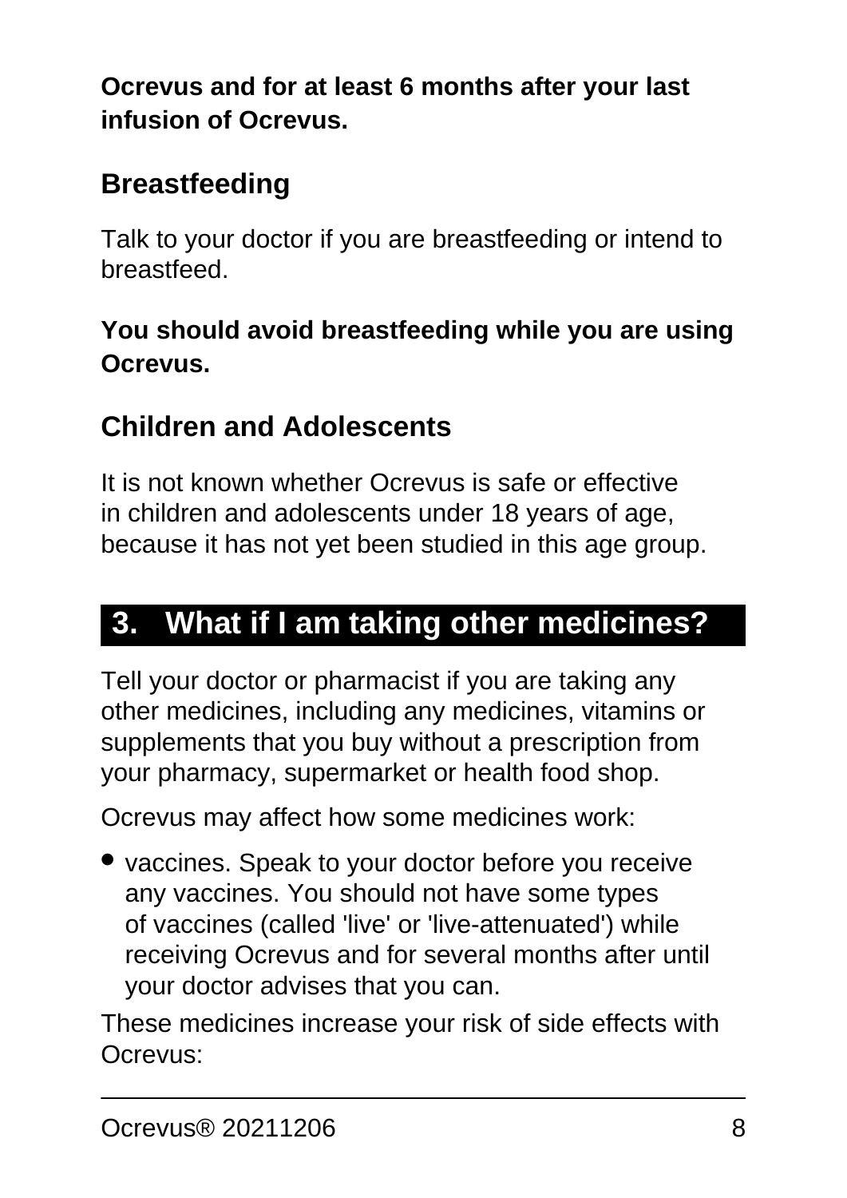**Ocrevus and for at least 6 months after your last infusion of Ocrevus.**

### Breastfeeding

Talk to your doctor if you are breastfeeding or intend to breastfeed.

**You should avoid breastfeeding while you are using Ocrevus.**

### Children and Adolescents

It is not known whether Ocrevus is safe or effective in children and adolescents under 18 years of age, because it has not yet been studied in this age group.

## 3. What if I am taking other medicines?

Tell your doctor or pharmacist if you are taking any other medicines, including any medicines, vitamins or supplements that you buy without a prescription from your pharmacy, supermarket or health food shop.

Ocrevus may affect how some medicines work:

- vaccines. Speak to your doctor before you receive any vaccines. You should not have some types of vaccines (called 'live' or 'live-attenuated') while receiving Ocrevus and for several months after until your doctor advises that you can.

These medicines increase your risk of side effects with Ocrevus: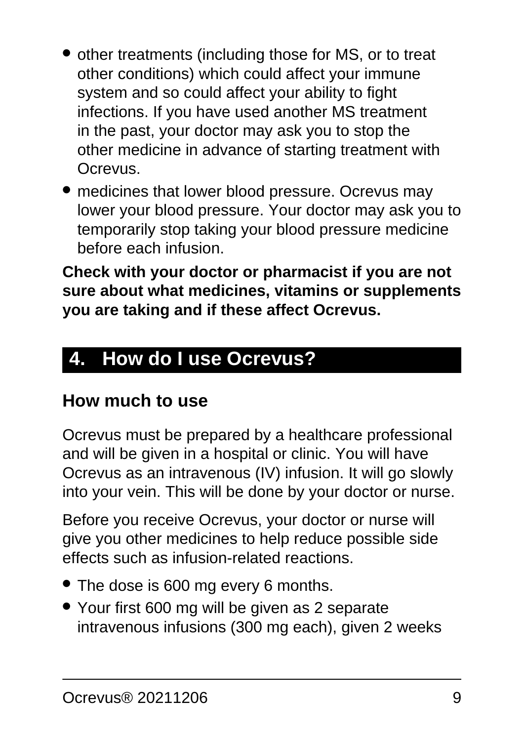- other treatments (including those for MS, or to treat other conditions) which could affect your immune system and so could affect your ability to fight infections. If you have used another MS treatment in the past, your doctor may ask you to stop the other medicine in advance of starting treatment with Ocrevus.
- medicines that lower blood pressure. Ocrevus may lower your blood pressure. Your doctor may ask you to temporarily stop taking your blood pressure medicine before each infusion.

**Check with your doctor or pharmacist if you are not sure about what medicines, vitamins or supplements you are taking and if these affect Ocrevus.**

## 4. How do I use Ocrevus?

### How much to use

Ocrevus must be prepared by a healthcare professional and will be given in a hospital or clinic. You will have Ocrevus as an intravenous (IV) infusion. It will go slowly into your vein. This will be done by your doctor or nurse.

Before you receive Ocrevus, your doctor or nurse will give you other medicines to help reduce possible side effects such as infusion-related reactions.

- The dose is 600 mg every 6 months.
- Your first 600 mg will be given as 2 separate intravenous infusions (300 mg each), given 2 weeks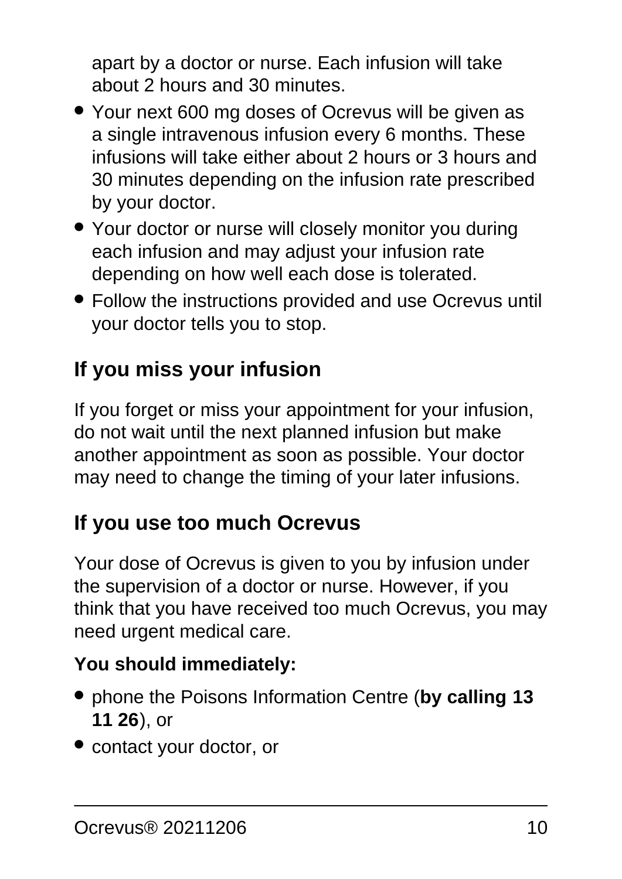apart by a doctor or nurse. Each infusion will take about 2 hours and 30 minutes.

- Your next 600 mg doses of Ocrevus will be given as a single intravenous infusion every 6 months. These infusions will take either about 2 hours or 3 hours and 30 minutes depending on the infusion rate prescribed by your doctor.
- Your doctor or nurse will closely monitor you during each infusion and may adjust your infusion rate depending on how well each dose is tolerated.
- Follow the instructions provided and use Ocrevus until your doctor tells you to stop.

## If you miss your infusion

If you forget or miss your appointment for your infusion, do not wait until the next planned infusion but make another appointment as soon as possible. Your doctor may need to change the timing of your later infusions.

## If you use too much Ocrevus

Your dose of Ocrevus is given to you by infusion under the supervision of a doctor or nurse. However, if you think that you have received too much Ocrevus, you may need urgent medical care.

**You should immediately:**

- phone the Poisons Information Centre (**by calling 13 11 26**), or
- contact your doctor, or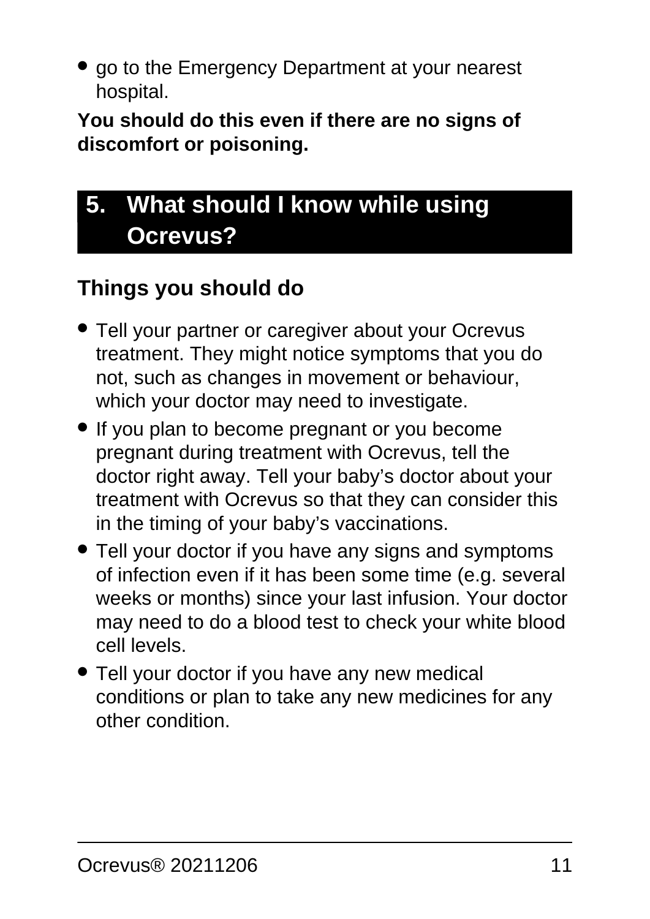- go to the Emergency Department at your nearest hospital.

**You should do this even if there are no signs of discomfort or poisoning.**

## 5. What should I know while using Ocrevus?

### Things you should do

- Tell your partner or caregiver about your Ocrevus treatment. They might notice symptoms that you do not, such as changes in movement or behaviour, which your doctor may need to investigate.
- If you plan to become pregnant or you become pregnant during treatment with Ocrevus, tell the doctor right away. Tell your baby's doctor about your treatment with Ocrevus so that they can consider this in the timing of your baby's vaccinations.
- Tell your doctor if you have any signs and symptoms of infection even if it has been some time (e.g. several weeks or months) since your last infusion. Your doctor may need to do a blood test to check your white blood cell levels.
- Tell your doctor if you have any new medical conditions or plan to take any new medicines for any other condition.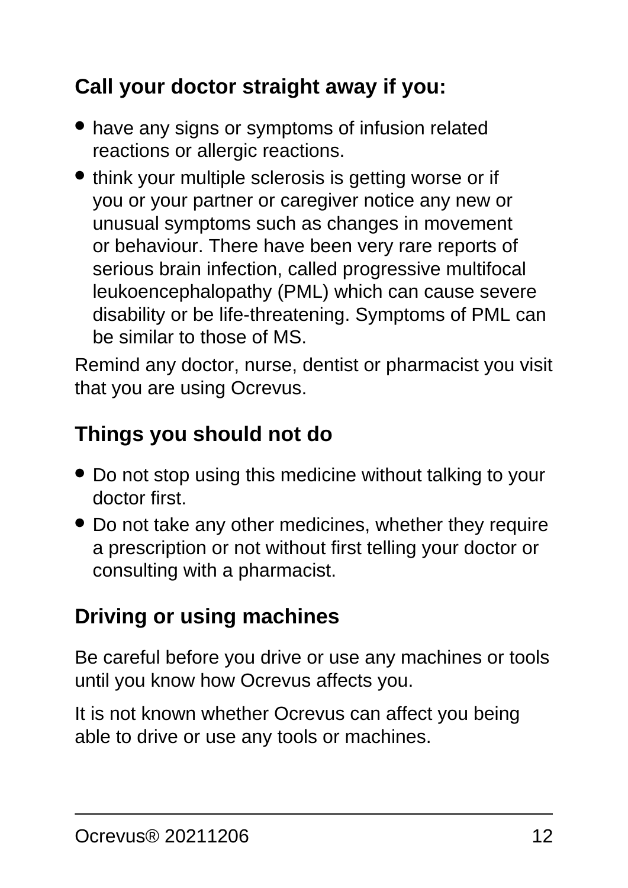### Call your doctor straight away if you:

- have any signs or symptoms of infusion related reactions or allergic reactions.
- think your multiple sclerosis is getting worse or if you or your partner or caregiver notice any new or unusual symptoms such as changes in movement or behaviour. There have been very rare reports of serious brain infection, called progressive multifocal leukoencephalopathy (PML) which can cause severe disability or be life-threatening. Symptoms of PML can be similar to those of MS.

Remind any doctor, nurse, dentist or pharmacist you visit that you are using Ocrevus.

### Things you should not do

- Do not stop using this medicine without talking to your doctor first.
- Do not take any other medicines, whether they require a prescription or not without first telling your doctor or consulting with a pharmacist.

### Driving or using machines

Be careful before you drive or use any machines or tools until you know how Ocrevus affects you.

It is not known whether Ocrevus can affect you being able to drive or use any tools or machines.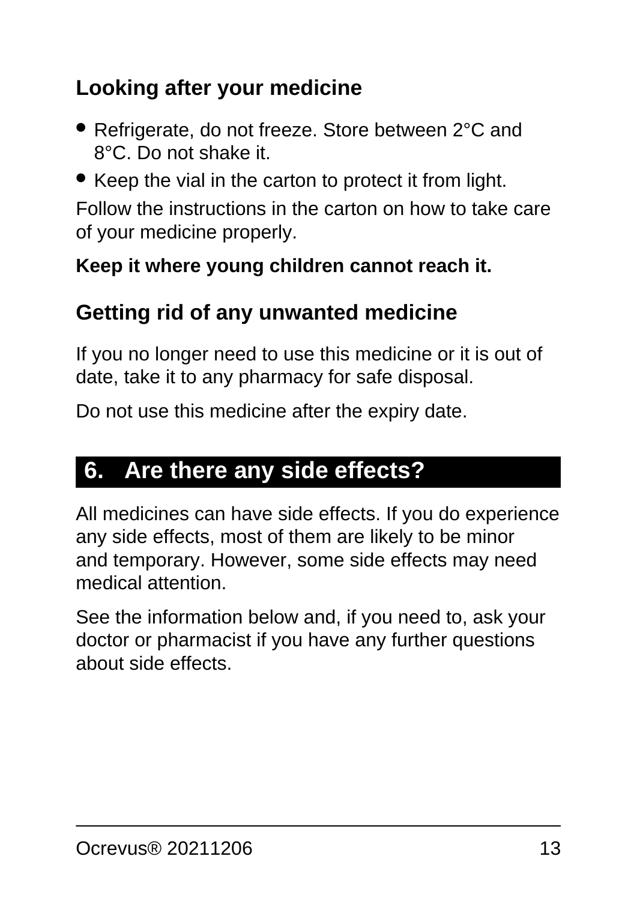### Looking after your medicine

- Refrigerate, do not freeze. Store between 2°C and 8°C. Do not shake it.
- Keep the vial in the carton to protect it from light.

Follow the instructions in the carton on how to take care of your medicine properly.

**Keep it where young children cannot reach it.**

### Getting rid of any unwanted medicine

If you no longer need to use this medicine or it is out of date, take it to any pharmacy for safe disposal.

Do not use this medicine after the expiry date.

## 6. Are there any side effects?

All medicines can have side effects. If you do experience any side effects, most of them are likely to be minor and temporary. However, some side effects may need medical attention.

See the information below and, if you need to, ask your doctor or pharmacist if you have any further questions about side effects.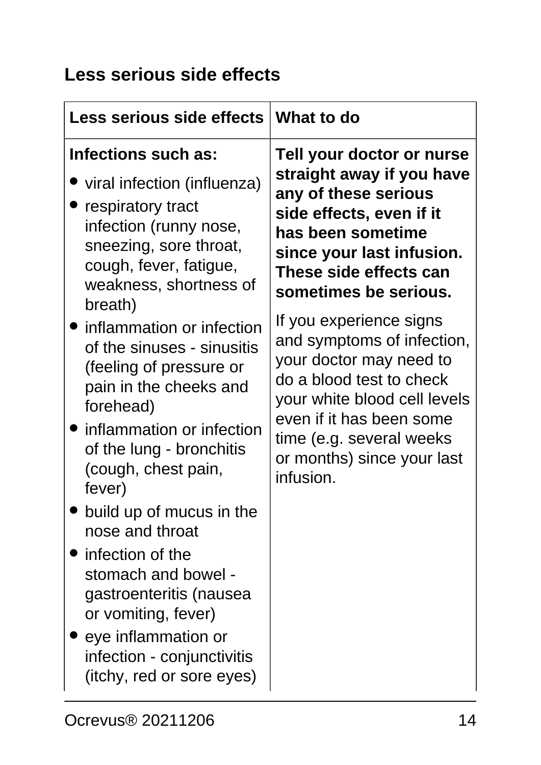## Less serious side effects

| Less serious side effects | What to do |
|---|---|
| **Infections such as:**<br>• viral infection (influenza)<br>• respiratory tract infection (runny nose, sneezing, sore throat, cough, fever, fatigue, weakness, shortness of breath)<br>• inflammation or infection of the sinuses - sinusitis (feeling of pressure or pain in the cheeks and forehead)<br>• inflammation or infection of the lung - bronchitis (cough, chest pain, fever)<br>• build up of mucus in the nose and throat<br>• infection of the stomach and bowel - gastroenteritis (nausea or vomiting, fever)<br>• eye inflammation or infection - conjunctivitis (itchy, red or sore eyes) | **Tell your doctor or nurse straight away if you have any of these serious side effects, even if it has been sometime since your last infusion. These side effects can sometimes be serious.**<br><br>If you experience signs and symptoms of infection, your doctor may need to do a blood test to check your white blood cell levels even if it has been some time (e.g. several weeks or months) since your last infusion. |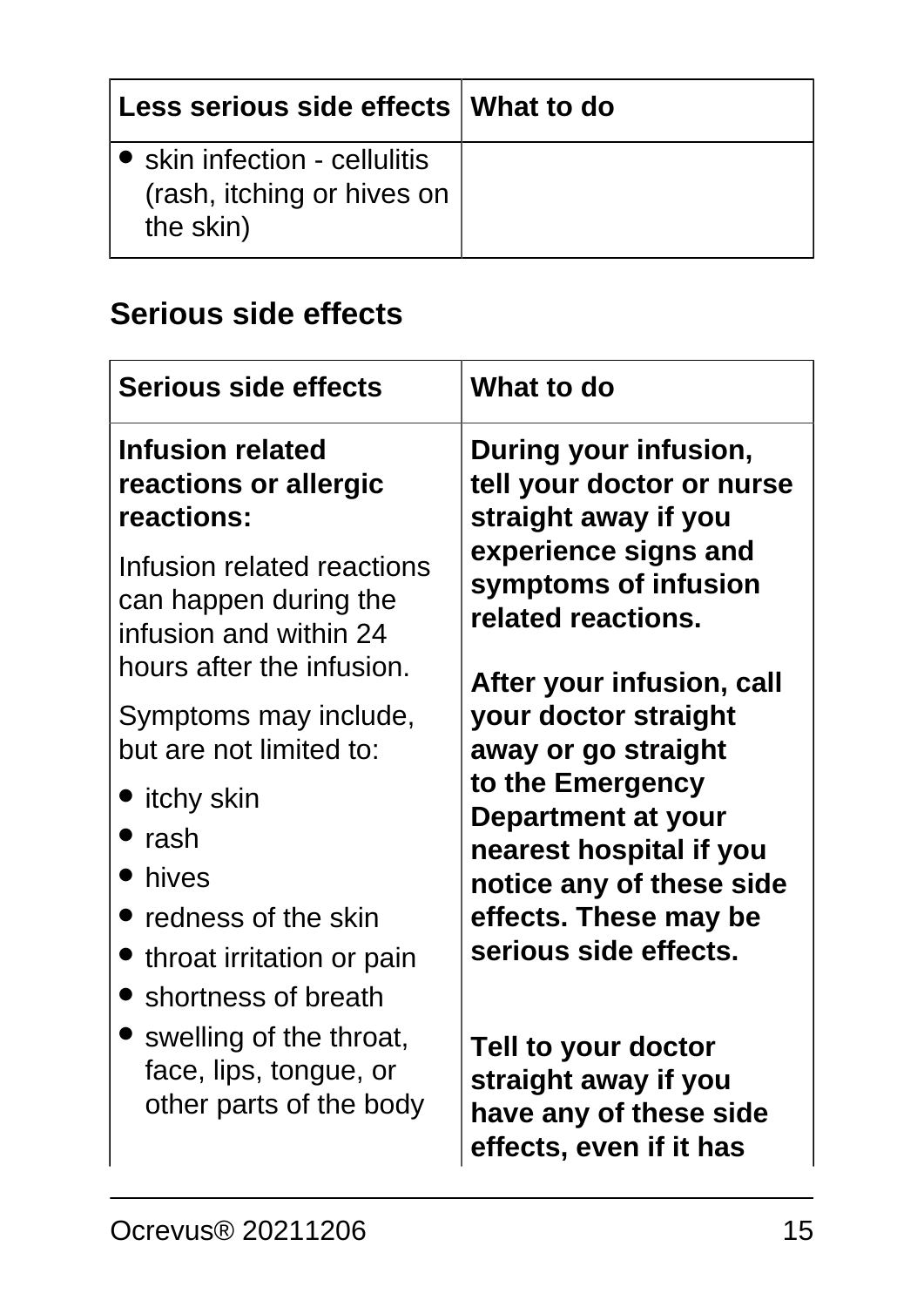| Less serious side effects | What to do |
|---|---|
| • skin infection - cellulitis (rash, itching or hives on the skin) | |

## Serious side effects

| Serious side effects | What to do |
|---|---|
| **Infusion related reactions or allergic reactions:**<br><br>Infusion related reactions can happen during the infusion and within 24 hours after the infusion.<br><br>Symptoms may include, but are not limited to:<br><br>• itchy skin<br>• rash<br>• hives<br>• redness of the skin<br>• throat irritation or pain<br>• shortness of breath<br>• swelling of the throat, face, lips, tongue, or other parts of the body | **During your infusion, tell your doctor or nurse straight away if you experience signs and symptoms of infusion related reactions.**<br><br>**After your infusion, call your doctor straight away or go straight to the Emergency Department at your nearest hospital if you notice any of these side effects. These may be serious side effects.**<br><br>**Tell to your doctor straight away if you have any of these side effects, even if it has** |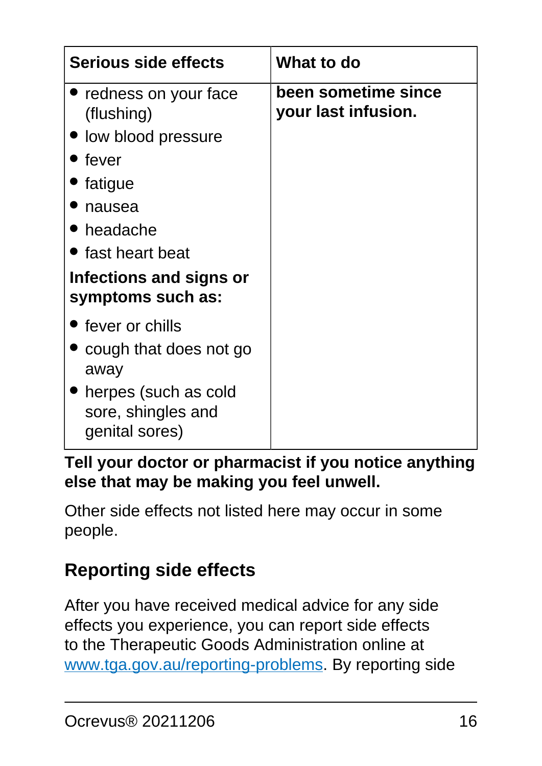| Serious side effects | What to do |
|---|---|
| • redness on your face (flushing)<br>• low blood pressure<br>• fever<br>• fatigue<br>• nausea<br>• headache<br>• fast heart beat<br>**Infections and signs or symptoms such as:**<br>• fever or chills<br>• cough that does not go away<br>• herpes (such as cold sore, shingles and genital sores) | **been sometime since your last infusion.** |

**Tell your doctor or pharmacist if you notice anything else that may be making you feel unwell.**

Other side effects not listed here may occur in some people.

## Reporting side effects

After you have received medical advice for any side effects you experience, you can report side effects to the Therapeutic Goods Administration online at www.tga.gov.au/reporting-problems. By reporting side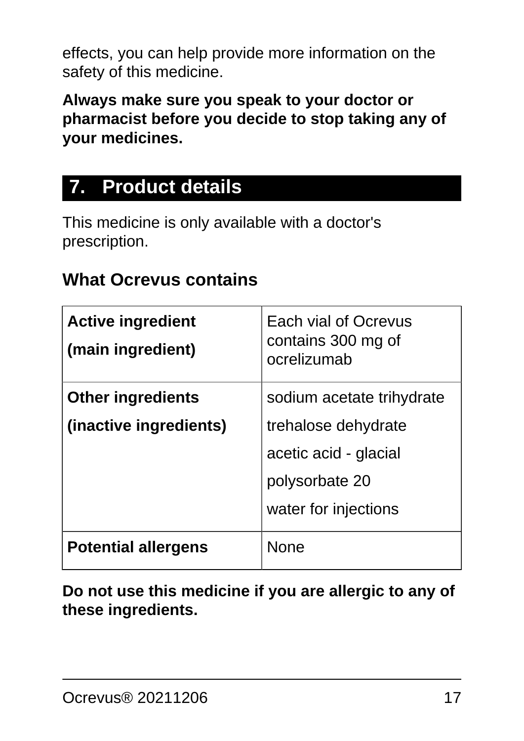effects, you can help provide more information on the safety of this medicine.

**Always make sure you speak to your doctor or pharmacist before you decide to stop taking any of your medicines.**

## 7. Product details

This medicine is only available with a doctor's prescription.

### What Ocrevus contains

| **Active ingredient**<br>**(main ingredient)** | Each vial of Ocrevus contains 300 mg of ocrelizumab |
|---|---|
| **Other ingredients**<br>**(inactive ingredients)** | sodium acetate trihydrate<br>trehalose dehydrate<br>acetic acid - glacial<br>polysorbate 20<br>water for injections |
| **Potential allergens** | None |

**Do not use this medicine if you are allergic to any of these ingredients.**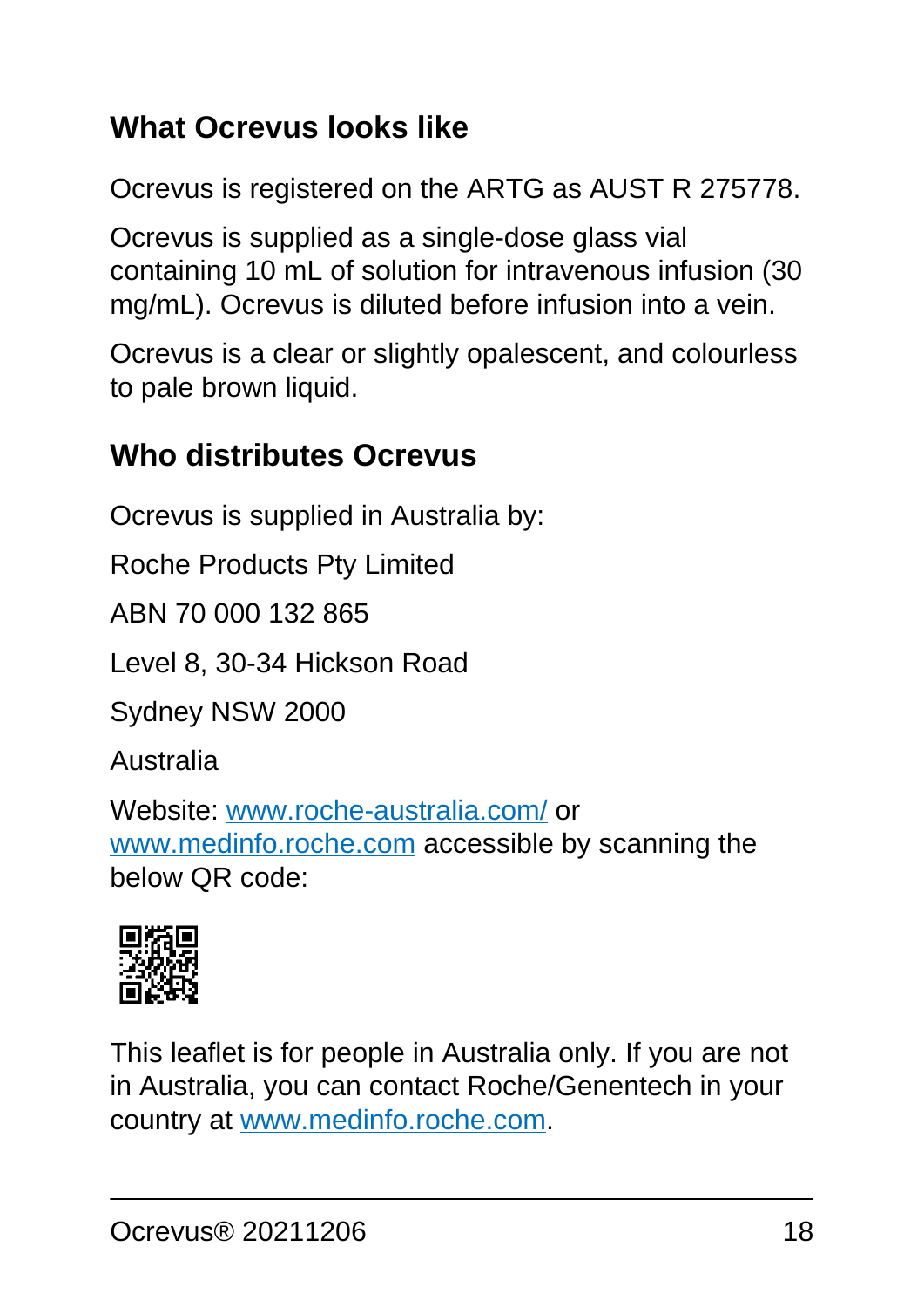## What Ocrevus looks like

Ocrevus is registered on the ARTG as AUST R 275778.

Ocrevus is supplied as a single-dose glass vial containing 10 mL of solution for intravenous infusion (30 mg/mL). Ocrevus is diluted before infusion into a vein.

Ocrevus is a clear or slightly opalescent, and colourless to pale brown liquid.

## Who distributes Ocrevus

Ocrevus is supplied in Australia by:

Roche Products Pty Limited

ABN 70 000 132 865

Level 8, 30-34 Hickson Road

Sydney NSW 2000

Australia

Website: www.roche-australia.com/ or www.medinfo.roche.com accessible by scanning the below QR code:

This leaflet is for people in Australia only. If you are not in Australia, you can contact Roche/Genentech in your country at www.medinfo.roche.com.

Ocrevus® 20211206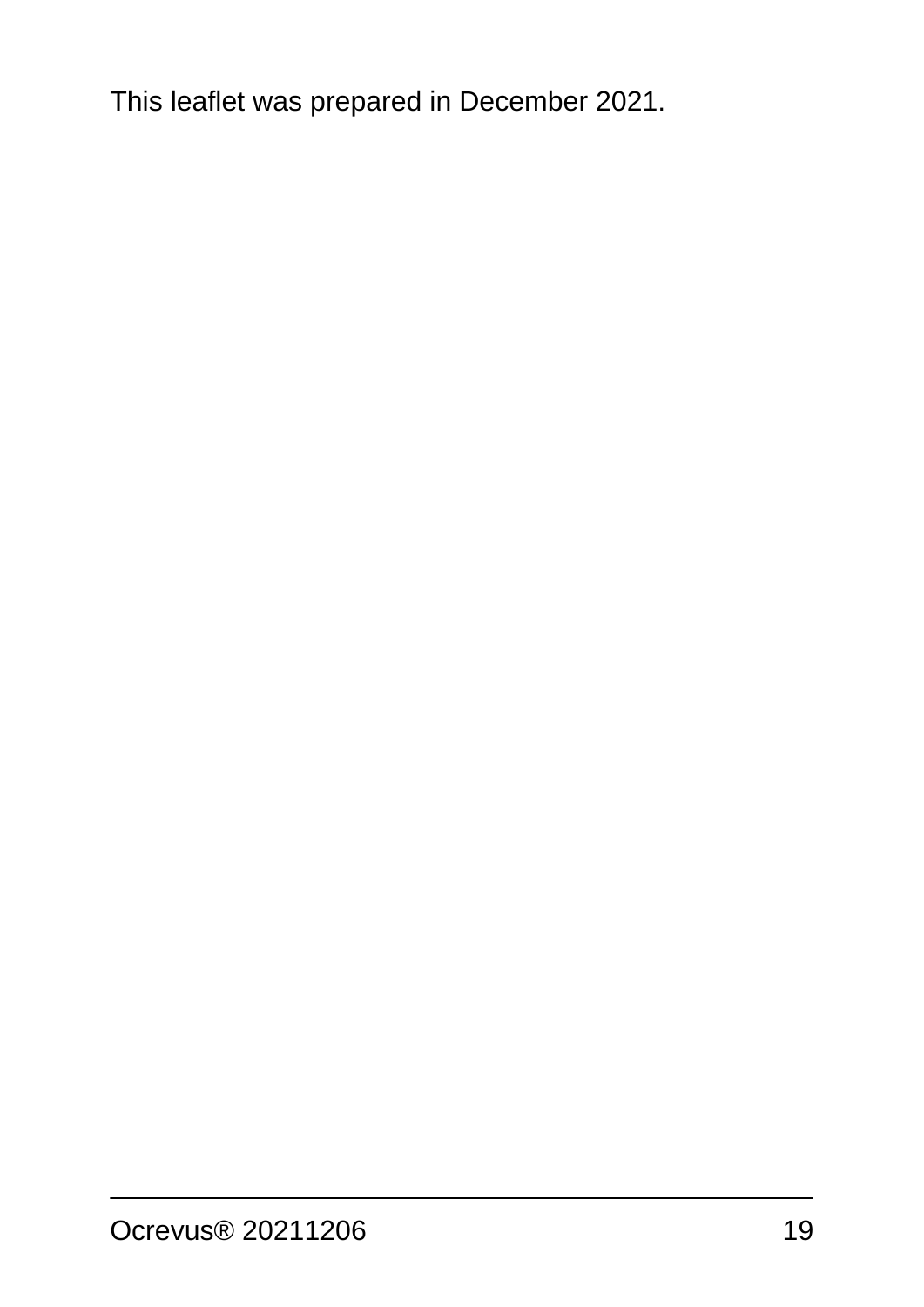This leaflet was prepared in December 2021.